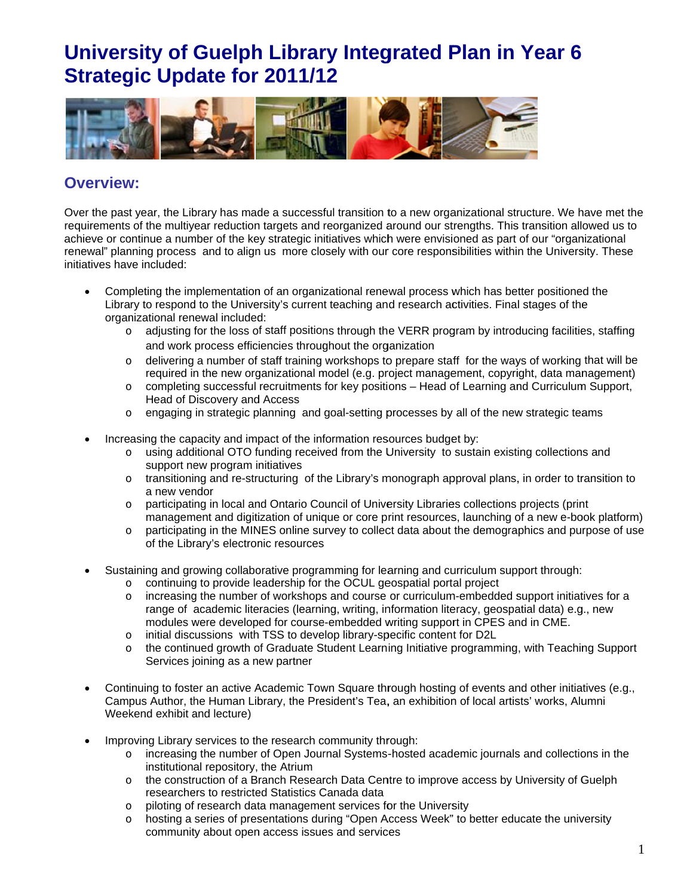# University of Guelph Library Integrated Plan in Year 6 Strategic Update for 2011/12

## Overview:

Over the past year, the Library has made a successful transition to a new organizational structure. We have met the requirements of the multiyear reduction targets and reorganized around our strengths. This transition allowed us to achieve or continue a number of the key strategic initiatives which were envisioned as part of our "organizational renewal" planning process and to align us more closely with our core responsibilities within the University. These initiatives have included:

- Completing the implementation of an organizational renewal process which has better positioned the Library to respond to the University's current teaching and research activities. Final stages of the organizational renewal included:
  - adjusting for the loss of staff positions through the VERR program by introducing facilities, staffing and work process efficiencies throughout the organization
  - delivering a number of staff training workshops to prepare staff for the ways of working that will be required in the new organizational model (e.g. project management, copyright, data management)
  - completing successful recruitments for key positions – Head of Learning and Curriculum Support, Head of Discovery and Access
  - engaging in strategic planning and goal-setting processes by all of the new strategic teams

- Increasing the capacity and impact of the information resources budget by:
  - using additional OTO funding received from the University to sustain existing collections and support new program initiatives
  - transitioning and re-structuring of the Library's monograph approval plans, in order to transition to a new vendor
  - participating in local and Ontario Council of University Libraries collections projects (print management and digitization of unique or core print resources, launching of a new e-book platform)
  - participating in the MINES online survey to collect data about the demographics and purpose of use of the Library's electronic resources

- Sustaining and growing collaborative programming for learning and curriculum support through:
  - continuing to provide leadership for the OCUL geospatial portal project
  - increasing the number of workshops and course or curriculum-embedded support initiatives for a range of academic literacies (learning, writing, information literacy, geospatial data) e.g., new modules were developed for course-embedded writing support in CPES and in CME.
  - initial discussions with TSS to develop library-specific content for D2L
  - the continued growth of Graduate Student Learning Initiative programming, with Teaching Support Services joining as a new partner

- Continuing to foster an active Academic Town Square through hosting of events and other initiatives (e.g., Campus Author, the Human Library, the President's Tea, an exhibition of local artists' works, Alumni Weekend exhibit and lecture)

- Improving Library services to the research community through:
  - increasing the number of Open Journal Systems-hosted academic journals and collections in the institutional repository, the Atrium
  - the construction of a Branch Research Data Centre to improve access by University of Guelph researchers to restricted Statistics Canada data
  - piloting of research data management services for the University
  - hosting a series of presentations during "Open Access Week" to better educate the university community about open access issues and services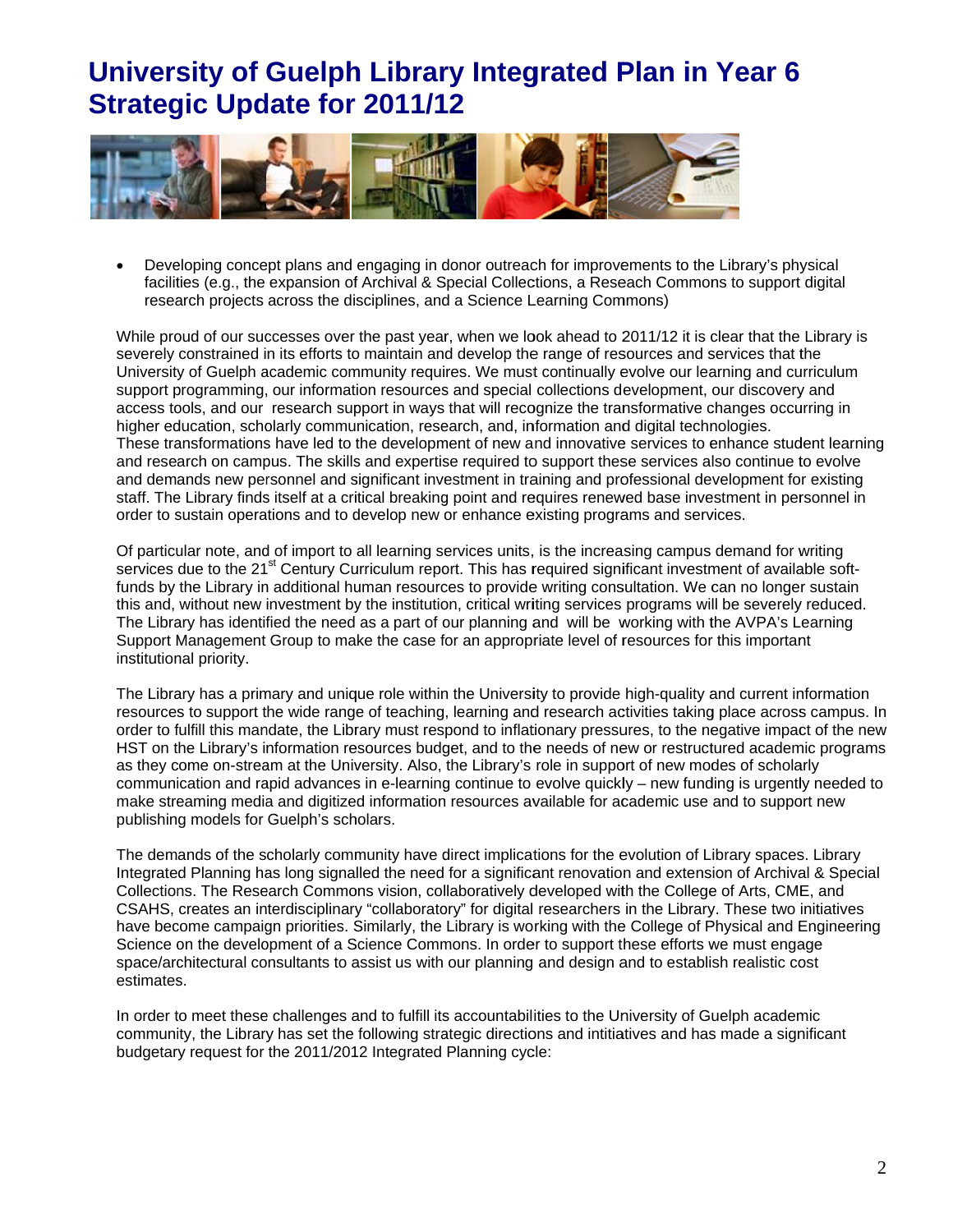# University of Guelph Library Integrated Plan in Year 6 Strategic Update for 2011/12

- Developing concept plans and engaging in donor outreach for improvements to the Library's physical facilities (e.g., the expansion of Archival & Special Collections, a Reseach Commons to support digital research projects across the disciplines, and a Science Learning Commons)

While proud of our successes over the past year, when we look ahead to 2011/12 it is clear that the Library is severely constrained in its efforts to maintain and develop the range of resources and services that the University of Guelph academic community requires. We must continually evolve our learning and curriculum support programming, our information resources and special collections development, our discovery and access tools, and our research support in ways that will recognize the transformative changes occurring in higher education, scholarly communication, research, and, information and digital technologies. These transformations have led to the development of new and innovative services to enhance student learning and research on campus. The skills and expertise required to support these services also continue to evolve and demands new personnel and significant investment in training and professional development for existing staff. The Library finds itself at a critical breaking point and requires renewed base investment in personnel in order to sustain operations and to develop new or enhance existing programs and services.

Of particular note, and of import to all learning services units, is the increasing campus demand for writing services due to the 21st Century Curriculum report. This has required significant investment of available soft-funds by the Library in additional human resources to provide writing consultation. We can no longer sustain this and, without new investment by the institution, critical writing services programs will be severely reduced. The Library has identified the need as a part of our planning and will be working with the AVPA's Learning Support Management Group to make the case for an appropriate level of resources for this important institutional priority.

The Library has a primary and unique role within the University to provide high-quality and current information resources to support the wide range of teaching, learning and research activities taking place across campus. In order to fulfill this mandate, the Library must respond to inflationary pressures, to the negative impact of the new HST on the Library's information resources budget, and to the needs of new or restructured academic programs as they come on-stream at the University. Also, the Library's role in support of new modes of scholarly communication and rapid advances in e-learning continue to evolve quickly – new funding is urgently needed to make streaming media and digitized information resources available for academic use and to support new publishing models for Guelph's scholars.

The demands of the scholarly community have direct implications for the evolution of Library spaces. Library Integrated Planning has long signalled the need for a significant renovation and extension of Archival & Special Collections. The Research Commons vision, collaboratively developed with the College of Arts, CME, and CSAHS, creates an interdisciplinary "collaboratory" for digital researchers in the Library. These two initiatives have become campaign priorities. Similarly, the Library is working with the College of Physical and Engineering Science on the development of a Science Commons. In order to support these efforts we must engage space/architectural consultants to assist us with our planning and design and to establish realistic cost estimates.

In order to meet these challenges and to fulfill its accountabilities to the University of Guelph academic community, the Library has set the following strategic directions and intitiatives and has made a significant budgetary request for the 2011/2012 Integrated Planning cycle: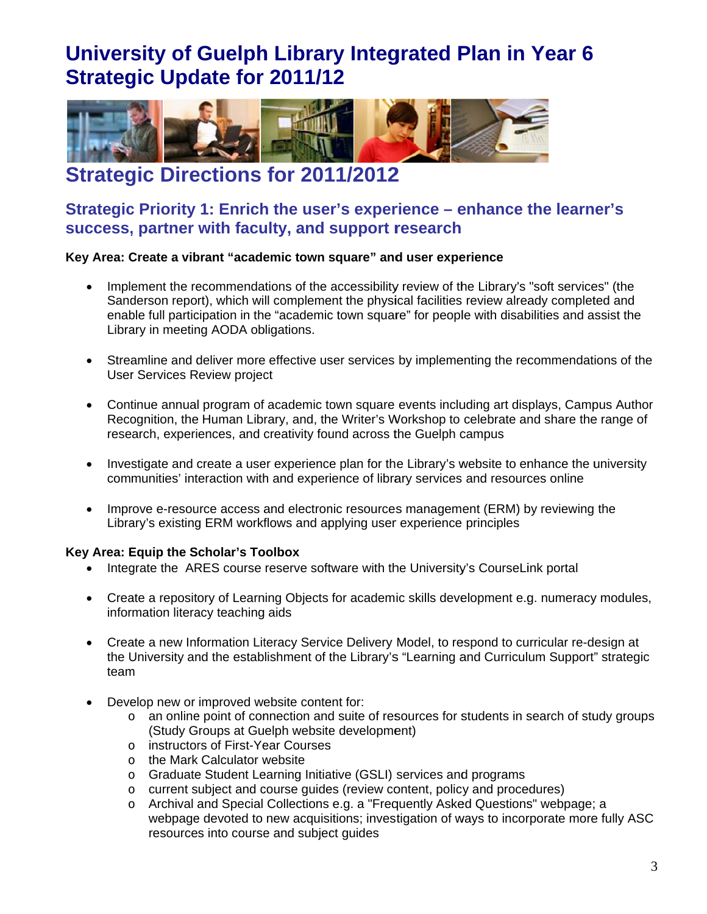# University of Guelph Library Integrated Plan in Year 6 Strategic Update for 2011/12

## Strategic Directions for 2011/2012

### Strategic Priority 1: Enrich the user's experience – enhance the learner's success, partner with faculty, and support research

**Key Area: Create a vibrant "academic town square" and user experience**

- Implement the recommendations of the accessibility review of the Library's "soft services" (the Sanderson report), which will complement the physical facilities review already completed and enable full participation in the "academic town square" for people with disabilities and assist the Library in meeting AODA obligations.
- Streamline and deliver more effective user services by implementing the recommendations of the User Services Review project
- Continue annual program of academic town square events including art displays, Campus Author Recognition, the Human Library, and, the Writer's Workshop to celebrate and share the range of research, experiences, and creativity found across the Guelph campus
- Investigate and create a user experience plan for the Library's website to enhance the university communities' interaction with and experience of library services and resources online
- Improve e-resource access and electronic resources management (ERM) by reviewing the Library's existing ERM workflows and applying user experience principles

**Key Area: Equip the Scholar's Toolbox**

- Integrate the ARES course reserve software with the University's CourseLink portal
- Create a repository of Learning Objects for academic skills development e.g. numeracy modules, information literacy teaching aids
- Create a new Information Literacy Service Delivery Model, to respond to curricular re-design at the University and the establishment of the Library's "Learning and Curriculum Support" strategic team
- Develop new or improved website content for:
  - an online point of connection and suite of resources for students in search of study groups (Study Groups at Guelph website development)
  - instructors of First-Year Courses
  - the Mark Calculator website
  - Graduate Student Learning Initiative (GSLI) services and programs
  - current subject and course guides (review content, policy and procedures)
  - Archival and Special Collections e.g. a "Frequently Asked Questions" webpage; a webpage devoted to new acquisitions; investigation of ways to incorporate more fully ASC resources into course and subject guides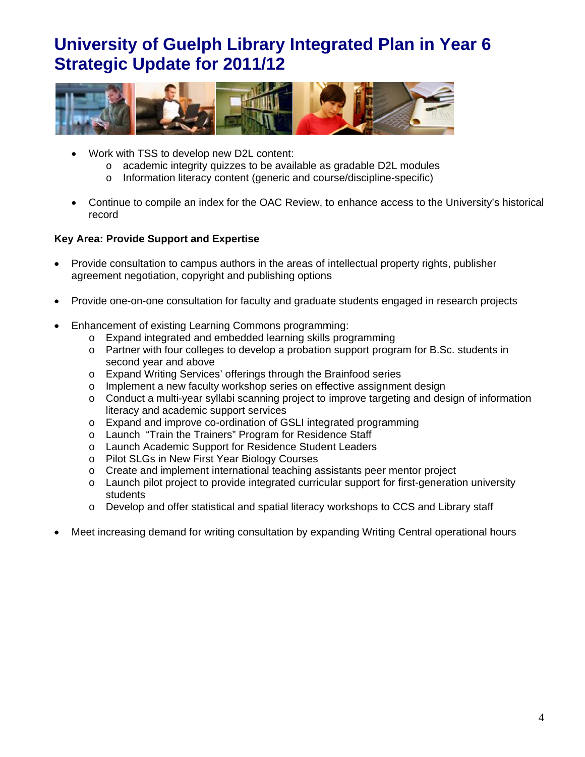# University of Guelph Library Integrated Plan in Year 6 Strategic Update for 2011/12

- Work with TSS to develop new D2L content:
  - academic integrity quizzes to be available as gradable D2L modules
  - Information literacy content (generic and course/discipline-specific)

- Continue to compile an index for the OAC Review, to enhance access to the University's historical record

**Key Area: Provide Support and Expertise**

- Provide consultation to campus authors in the areas of intellectual property rights, publisher agreement negotiation, copyright and publishing options

- Provide one-on-one consultation for faculty and graduate students engaged in research projects

- Enhancement of existing Learning Commons programming:
  - Expand integrated and embedded learning skills programming
  - Partner with four colleges to develop a probation support program for B.Sc. students in second year and above
  - Expand Writing Services' offerings through the Brainfood series
  - Implement a new faculty workshop series on effective assignment design
  - Conduct a multi-year syllabi scanning project to improve targeting and design of information literacy and academic support services
  - Expand and improve co-ordination of GSLI integrated programming
  - Launch "Train the Trainers" Program for Residence Staff
  - Launch Academic Support for Residence Student Leaders
  - Pilot SLGs in New First Year Biology Courses
  - Create and implement international teaching assistants peer mentor project
  - Launch pilot project to provide integrated curricular support for first-generation university students
  - Develop and offer statistical and spatial literacy workshops to CCS and Library staff

- Meet increasing demand for writing consultation by expanding Writing Central operational hours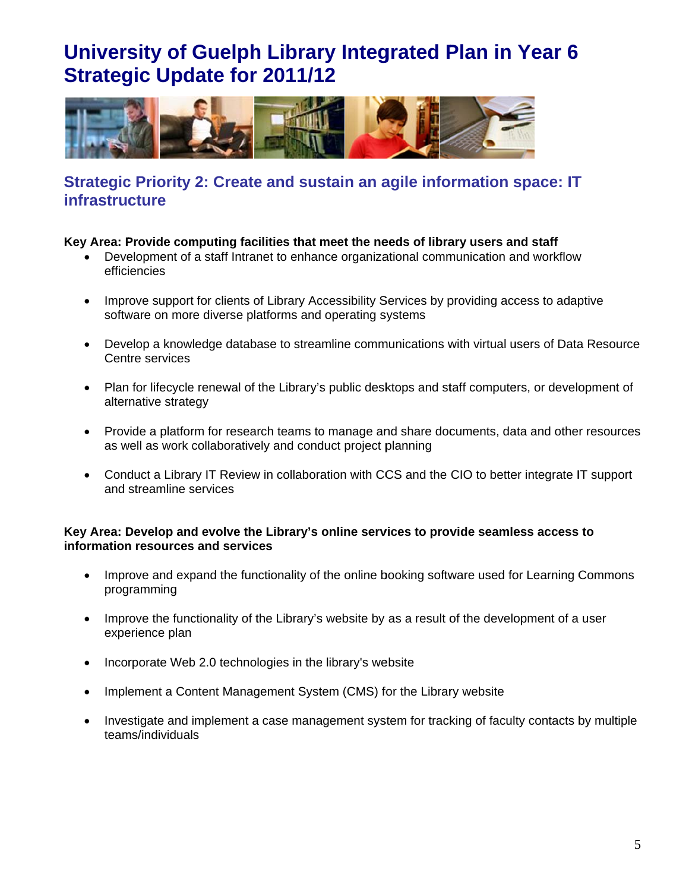# University of Guelph Library Integrated Plan in Year 6 Strategic Update for 2011/12

## Strategic Priority 2: Create and sustain an agile information space: IT infrastructure

**Key Area: Provide computing facilities that meet the needs of library users and staff**

- Development of a staff Intranet to enhance organizational communication and workflow efficiencies

- Improve support for clients of Library Accessibility Services by providing access to adaptive software on more diverse platforms and operating systems

- Develop a knowledge database to streamline communications with virtual users of Data Resource Centre services

- Plan for lifecycle renewal of the Library's public desktops and staff computers, or development of alternative strategy

- Provide a platform for research teams to manage and share documents, data and other resources as well as work collaboratively and conduct project planning

- Conduct a Library IT Review in collaboration with CCS and the CIO to better integrate IT support and streamline services

**Key Area: Develop and evolve the Library's online services to provide seamless access to information resources and services**

- Improve and expand the functionality of the online booking software used for Learning Commons programming

- Improve the functionality of the Library's website by as a result of the development of a user experience plan

- Incorporate Web 2.0 technologies in the library's website

- Implement a Content Management System (CMS) for the Library website

- Investigate and implement a case management system for tracking of faculty contacts by multiple teams/individuals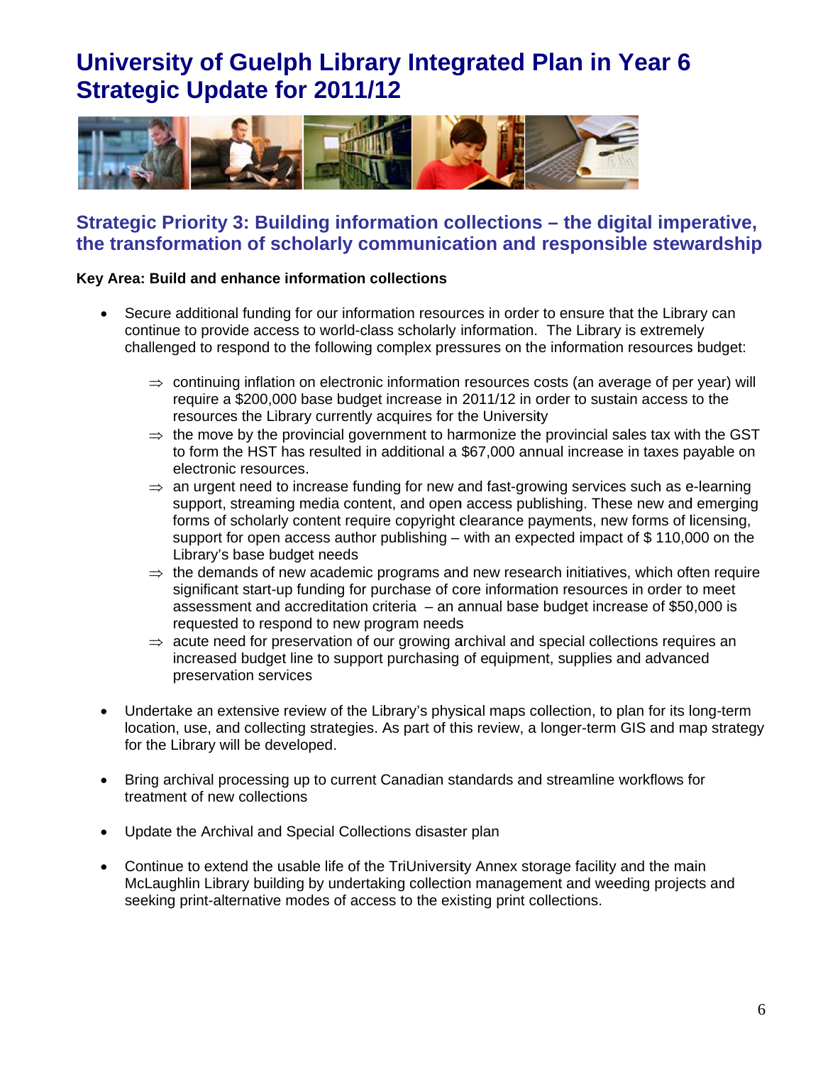# University of Guelph Library Integrated Plan in Year 6 Strategic Update for 2011/12

## Strategic Priority 3: Building information collections – the digital imperative, the transformation of scholarly communication and responsible stewardship

**Key Area: Build and enhance information collections**

- Secure additional funding for our information resources in order to ensure that the Library can continue to provide access to world-class scholarly information. The Library is extremely challenged to respond to the following complex pressures on the information resources budget:
  - ⇒ continuing inflation on electronic information resources costs (an average of per year) will require a $200,000 base budget increase in 2011/12 in order to sustain access to the resources the Library currently acquires for the University
  - ⇒ the move by the provincial government to harmonize the provincial sales tax with the GST to form the HST has resulted in additional a $67,000 annual increase in taxes payable on electronic resources.
  - ⇒ an urgent need to increase funding for new and fast-growing services such as e-learning support, streaming media content, and open access publishing. These new and emerging forms of scholarly content require copyright clearance payments, new forms of licensing, support for open access author publishing – with an expected impact of $ 110,000 on the Library's base budget needs
  - ⇒ the demands of new academic programs and new research initiatives, which often require significant start-up funding for purchase of core information resources in order to meet assessment and accreditation criteria – an annual base budget increase of $50,000 is requested to respond to new program needs
  - ⇒ acute need for preservation of our growing archival and special collections requires an increased budget line to support purchasing of equipment, supplies and advanced preservation services
- Undertake an extensive review of the Library's physical maps collection, to plan for its long-term location, use, and collecting strategies. As part of this review, a longer-term GIS and map strategy for the Library will be developed.
- Bring archival processing up to current Canadian standards and streamline workflows for treatment of new collections
- Update the Archival and Special Collections disaster plan
- Continue to extend the usable life of the TriUniversity Annex storage facility and the main McLaughlin Library building by undertaking collection management and weeding projects and seeking print-alternative modes of access to the existing print collections.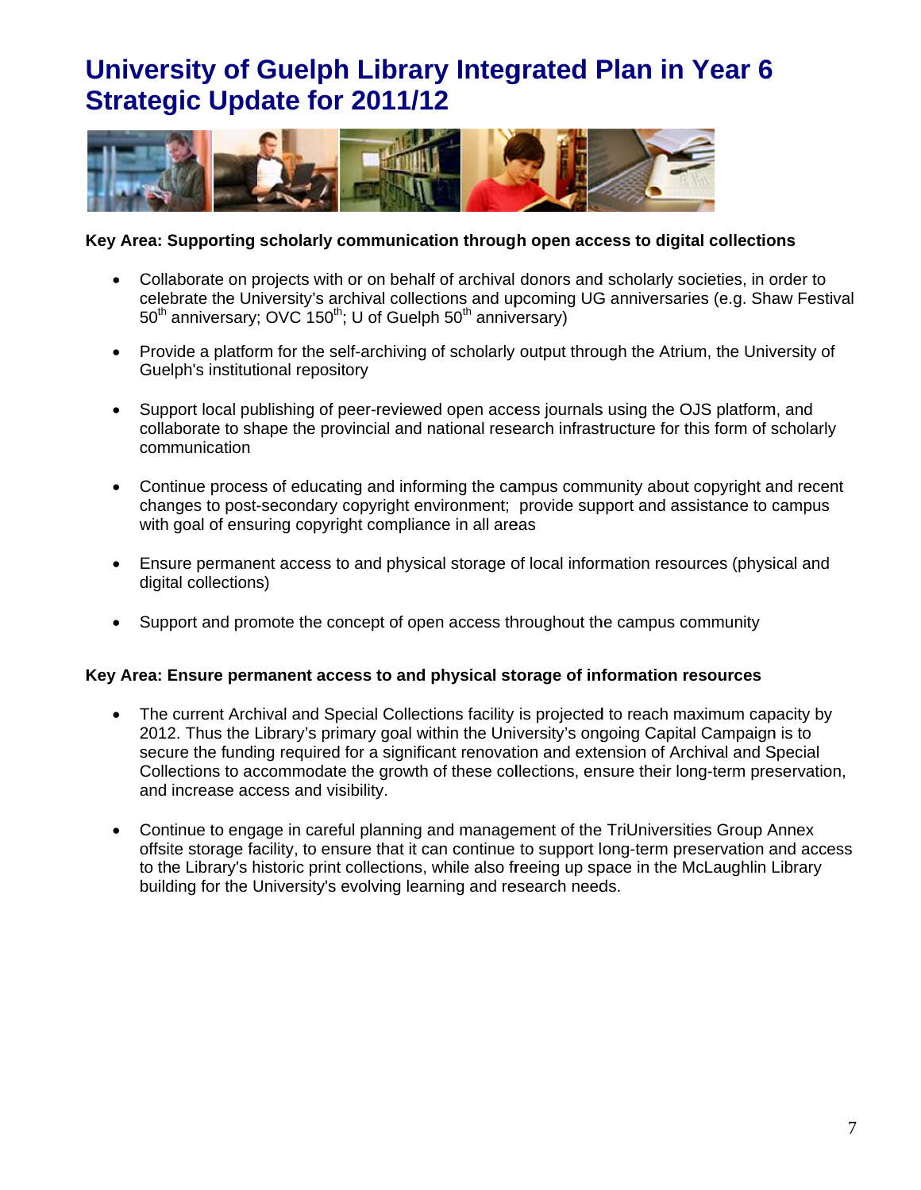# University of Guelph Library Integrated Plan in Year 6 Strategic Update for 2011/12

**Key Area: Supporting scholarly communication through open access to digital collections**

- Collaborate on projects with or on behalf of archival donors and scholarly societies, in order to celebrate the University's archival collections and upcoming UG anniversaries (e.g. Shaw Festival 50th anniversary; OVC 150th; U of Guelph 50th anniversary)
- Provide a platform for the self-archiving of scholarly output through the Atrium, the University of Guelph's institutional repository
- Support local publishing of peer-reviewed open access journals using the OJS platform, and collaborate to shape the provincial and national research infrastructure for this form of scholarly communication
- Continue process of educating and informing the campus community about copyright and recent changes to post-secondary copyright environment; provide support and assistance to campus with goal of ensuring copyright compliance in all areas
- Ensure permanent access to and physical storage of local information resources (physical and digital collections)
- Support and promote the concept of open access throughout the campus community

**Key Area: Ensure permanent access to and physical storage of information resources**

- The current Archival and Special Collections facility is projected to reach maximum capacity by 2012. Thus the Library's primary goal within the University's ongoing Capital Campaign is to secure the funding required for a significant renovation and extension of Archival and Special Collections to accommodate the growth of these collections, ensure their long-term preservation, and increase access and visibility.
- Continue to engage in careful planning and management of the TriUniversities Group Annex offsite storage facility, to ensure that it can continue to support long-term preservation and access to the Library's historic print collections, while also freeing up space in the McLaughlin Library building for the University's evolving learning and research needs.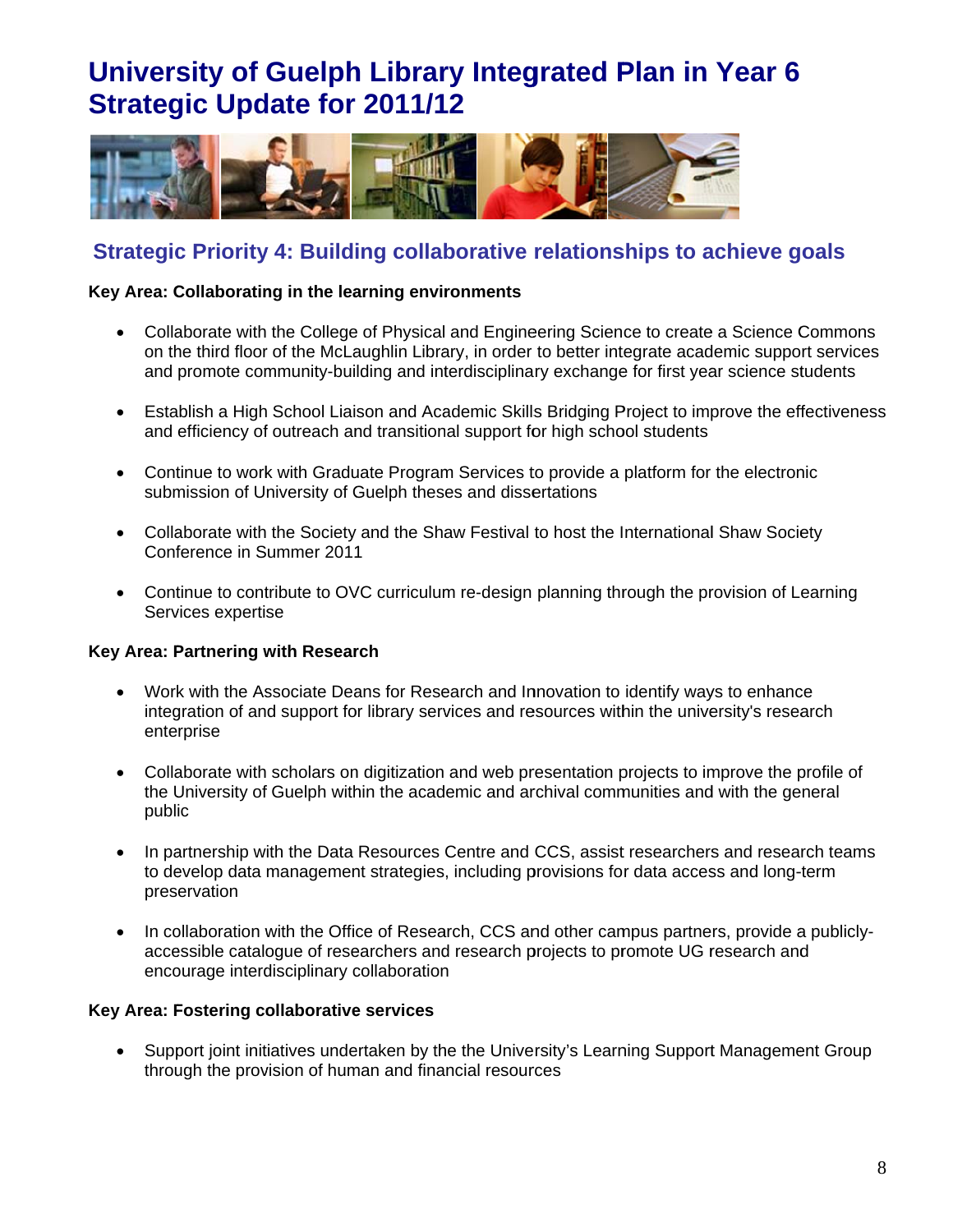# University of Guelph Library Integrated Plan in Year 6 Strategic Update for 2011/12

## Strategic Priority 4: Building collaborative relationships to achieve goals

**Key Area: Collaborating in the learning environments**

- Collaborate with the College of Physical and Engineering Science to create a Science Commons on the third floor of the McLaughlin Library, in order to better integrate academic support services and promote community-building and interdisciplinary exchange for first year science students
- Establish a High School Liaison and Academic Skills Bridging Project to improve the effectiveness and efficiency of outreach and transitional support for high school students
- Continue to work with Graduate Program Services to provide a platform for the electronic submission of University of Guelph theses and dissertations
- Collaborate with the Society and the Shaw Festival to host the International Shaw Society Conference in Summer 2011
- Continue to contribute to OVC curriculum re-design planning through the provision of Learning Services expertise

**Key Area: Partnering with Research**

- Work with the Associate Deans for Research and Innovation to identify ways to enhance integration of and support for library services and resources within the university's research enterprise
- Collaborate with scholars on digitization and web presentation projects to improve the profile of the University of Guelph within the academic and archival communities and with the general public
- In partnership with the Data Resources Centre and CCS, assist researchers and research teams to develop data management strategies, including provisions for data access and long-term preservation
- In collaboration with the Office of Research, CCS and other campus partners, provide a publicly-accessible catalogue of researchers and research projects to promote UG research and encourage interdisciplinary collaboration

**Key Area: Fostering collaborative services**

- Support joint initiatives undertaken by the the University's Learning Support Management Group through the provision of human and financial resources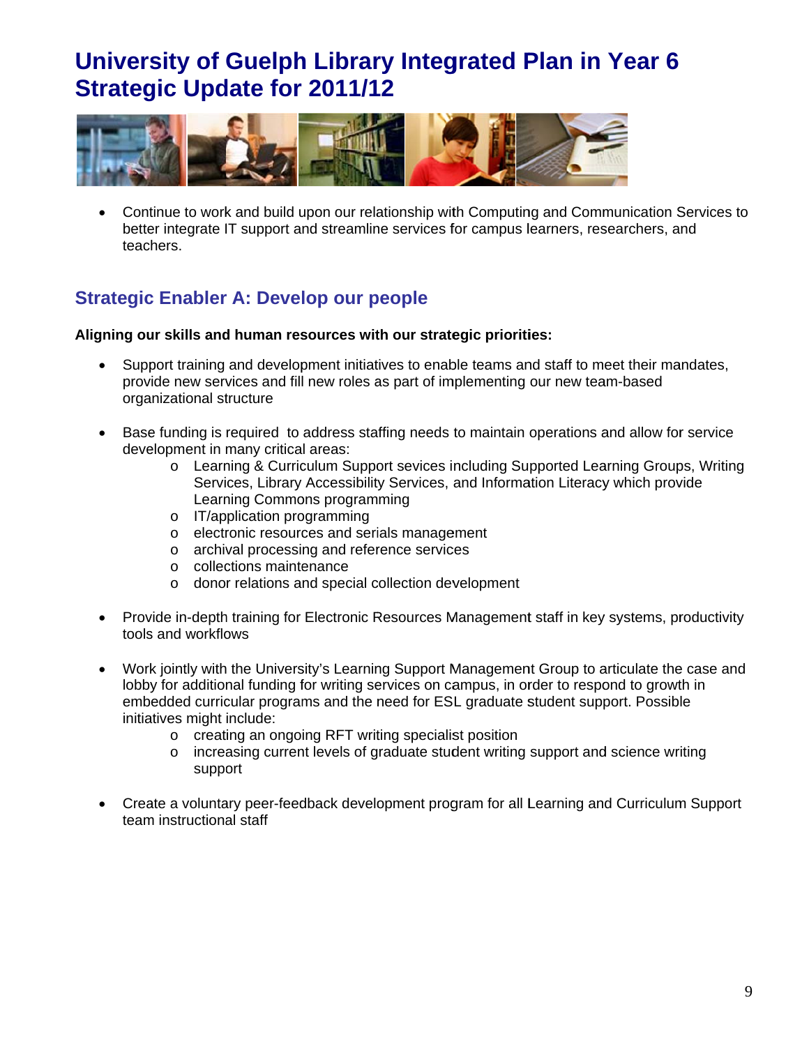# University of Guelph Library Integrated Plan in Year 6 Strategic Update for 2011/12

- Continue to work and build upon our relationship with Computing and Communication Services to better integrate IT support and streamline services for campus learners, researchers, and teachers.

## Strategic Enabler A: Develop our people

**Aligning our skills and human resources with our strategic priorities:**

- Support training and development initiatives to enable teams and staff to meet their mandates, provide new services and fill new roles as part of implementing our new team-based organizational structure

- Base funding is required to address staffing needs to maintain operations and allow for service development in many critical areas:
  - Learning & Curriculum Support sevices including Supported Learning Groups, Writing Services, Library Accessibility Services, and Information Literacy which provide Learning Commons programming
  - IT/application programming
  - electronic resources and serials management
  - archival processing and reference services
  - collections maintenance
  - donor relations and special collection development

- Provide in-depth training for Electronic Resources Management staff in key systems, productivity tools and workflows

- Work jointly with the University's Learning Support Management Group to articulate the case and lobby for additional funding for writing services on campus, in order to respond to growth in embedded curricular programs and the need for ESL graduate student support. Possible initiatives might include:
  - creating an ongoing RFT writing specialist position
  - increasing current levels of graduate student writing support and science writing support

- Create a voluntary peer-feedback development program for all Learning and Curriculum Support team instructional staff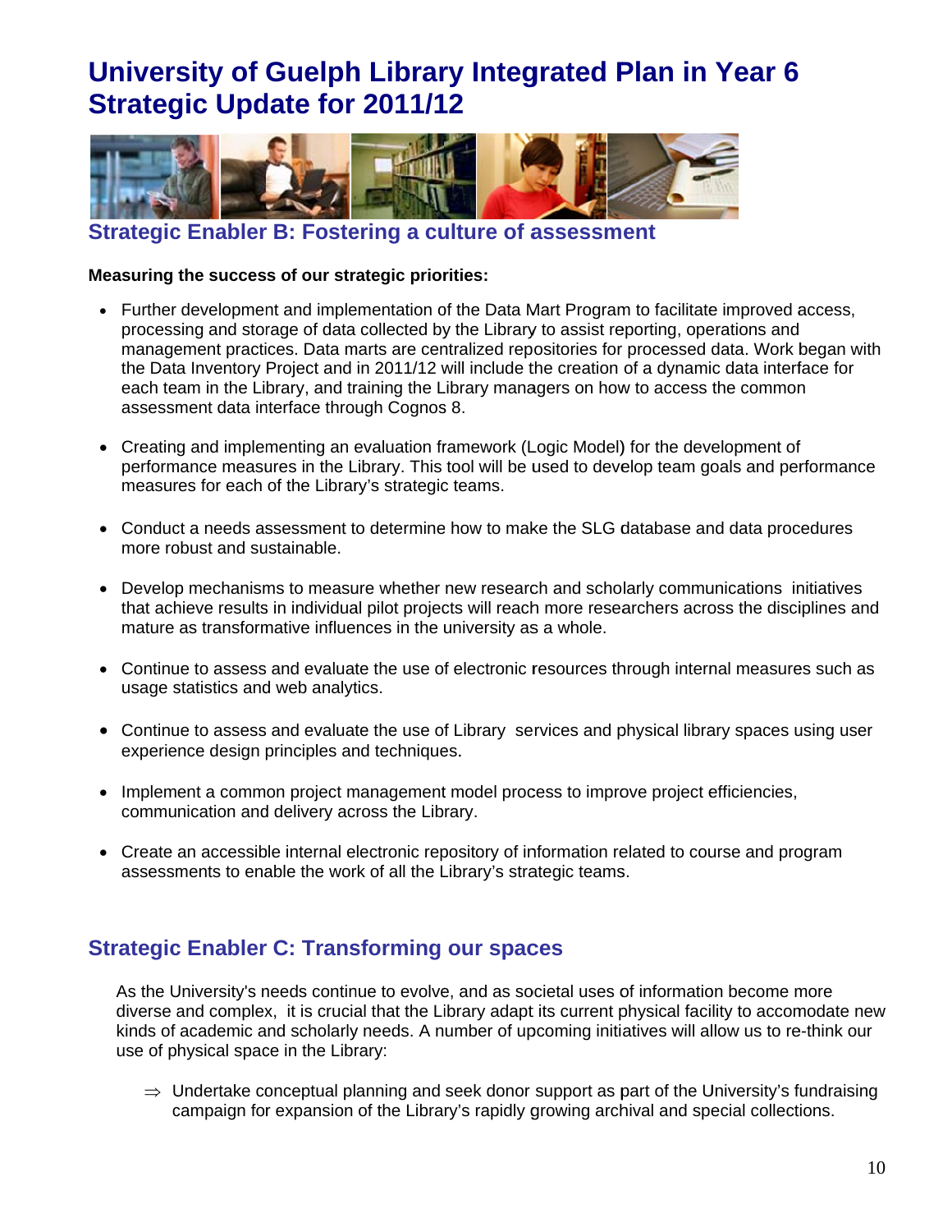# University of Guelph Library Integrated Plan in Year 6 Strategic Update for 2011/12

## Strategic Enabler B: Fostering a culture of assessment

**Measuring the success of our strategic priorities:**

- Further development and implementation of the Data Mart Program to facilitate improved access, processing and storage of data collected by the Library to assist reporting, operations and management practices. Data marts are centralized repositories for processed data. Work began with the Data Inventory Project and in 2011/12 will include the creation of a dynamic data interface for each team in the Library, and training the Library managers on how to access the common assessment data interface through Cognos 8.

- Creating and implementing an evaluation framework (Logic Model) for the development of performance measures in the Library. This tool will be used to develop team goals and performance measures for each of the Library's strategic teams.

- Conduct a needs assessment to determine how to make the SLG database and data procedures more robust and sustainable.

- Develop mechanisms to measure whether new research and scholarly communications initiatives that achieve results in individual pilot projects will reach more researchers across the disciplines and mature as transformative influences in the university as a whole.

- Continue to assess and evaluate the use of electronic resources through internal measures such as usage statistics and web analytics.

- Continue to assess and evaluate the use of Library services and physical library spaces using user experience design principles and techniques.

- Implement a common project management model process to improve project efficiencies, communication and delivery across the Library.

- Create an accessible internal electronic repository of information related to course and program assessments to enable the work of all the Library's strategic teams.

## Strategic Enabler C: Transforming our spaces

As the University's needs continue to evolve, and as societal uses of information become more diverse and complex, it is crucial that the Library adapt its current physical facility to accomodate new kinds of academic and scholarly needs. A number of upcoming initiatives will allow us to re-think our use of physical space in the Library:

⇒ Undertake conceptual planning and seek donor support as part of the University's fundraising campaign for expansion of the Library's rapidly growing archival and special collections.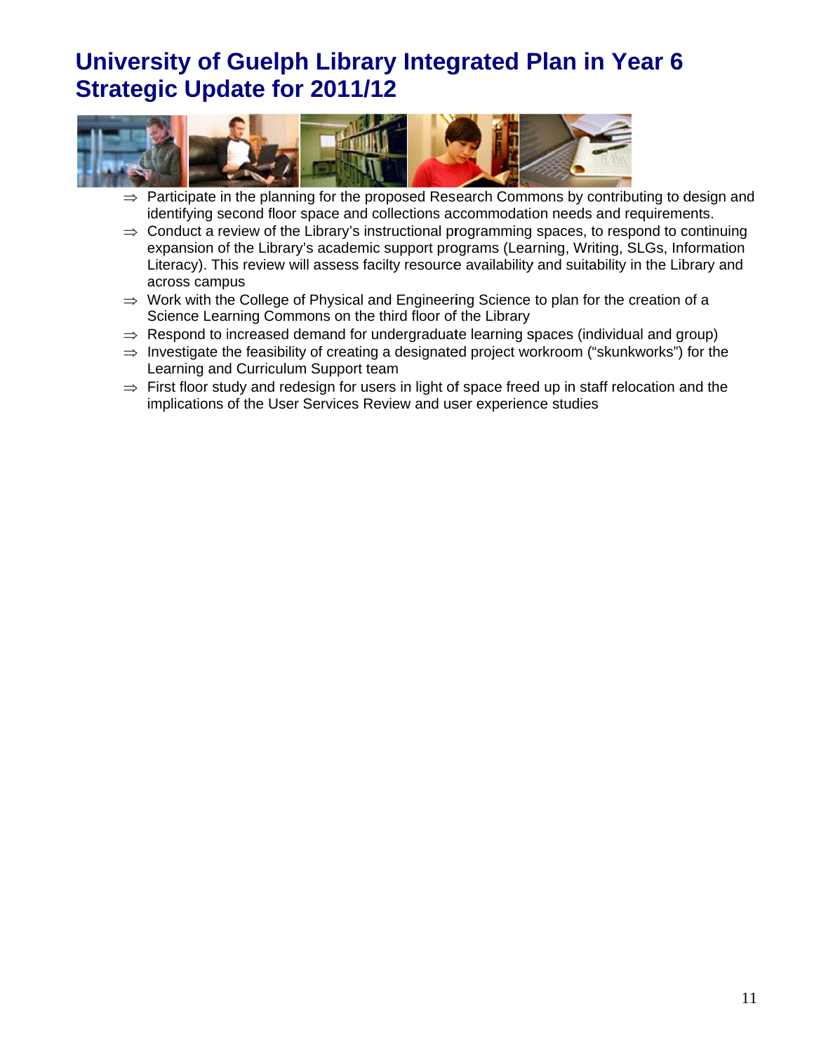# University of Guelph Library Integrated Plan in Year 6 Strategic Update for 2011/12

- ⇒ Participate in the planning for the proposed Research Commons by contributing to design and identifying second floor space and collections accommodation needs and requirements.
- ⇒ Conduct a review of the Library's instructional programming spaces, to respond to continuing expansion of the Library's academic support programs (Learning, Writing, SLGs, Information Literacy). This review will assess facilty resource availability and suitability in the Library and across campus
- ⇒ Work with the College of Physical and Engineering Science to plan for the creation of a Science Learning Commons on the third floor of the Library
- ⇒ Respond to increased demand for undergraduate learning spaces (individual and group)
- ⇒ Investigate the feasibility of creating a designated project workroom ("skunkworks") for the Learning and Curriculum Support team
- ⇒ First floor study and redesign for users in light of space freed up in staff relocation and the implications of the User Services Review and user experience studies